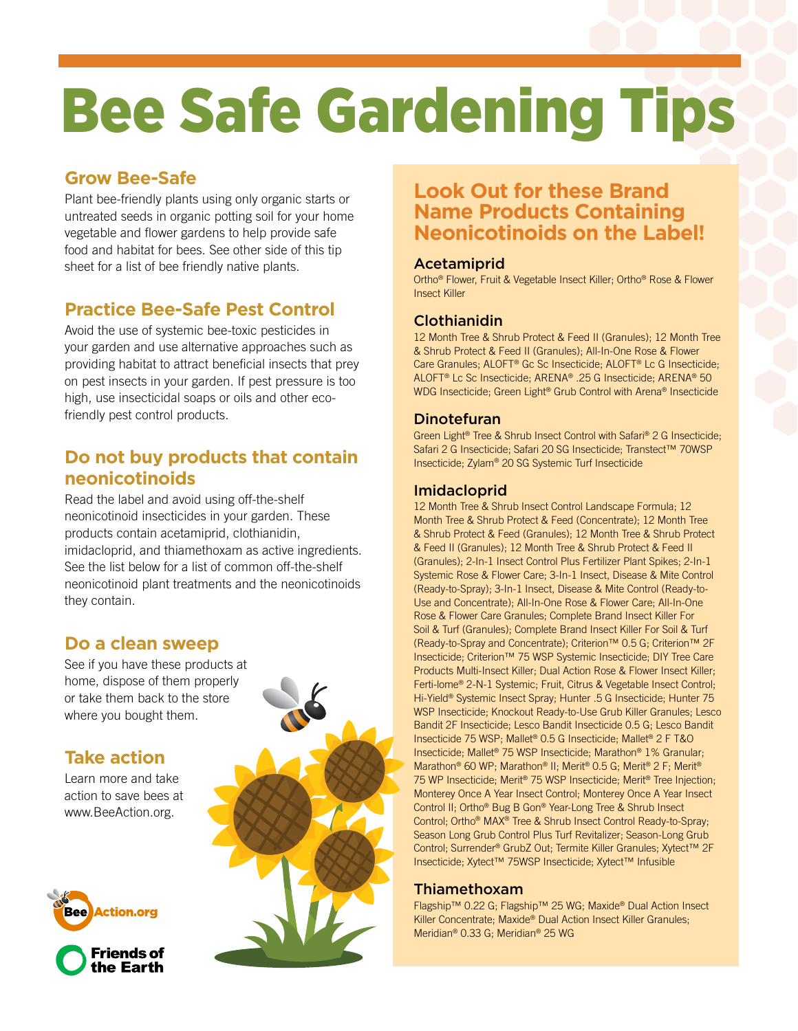# Bee Safe Gardening Tips

## Grow Bee-Safe

Plant bee-friendly plants using only organic starts or untreated seeds in organic potting soil for your home vegetable and flower gardens to help provide safe food and habitat for bees. See other side of this tip sheet for a list of bee friendly native plants.

## Practice Bee-Safe Pest Control

Avoid the use of systemic bee-toxic pesticides in your garden and use alternative approaches such as providing habitat to attract beneficial insects that prey on pest insects in your garden. If pest pressure is too high, use insecticidal soaps or oils and other eco-friendly pest control products.

## Do not buy products that contain neonicotinoids

Read the label and avoid using off-the-shelf neonicotinoid insecticides in your garden. These products contain acetamiprid, clothianidin, imidacloprid, and thiamethoxam as active ingredients. See the list below for a list of common off-the-shelf neonicotinoid plant treatments and the neonicotinoids they contain.

## Do a clean sweep

See if you have these products at home, dispose of them properly or take them back to the store where you bought them.

## Take action

Learn more and take action to save bees at www.BeeAction.org.

BeeAction.org

Friends of the Earth

## Look Out for these Brand Name Products Containing Neonicotinoids on the Label!

### Acetamiprid

Ortho® Flower, Fruit & Vegetable Insect Killer; Ortho® Rose & Flower Insect Killer

### Clothianidin

12 Month Tree & Shrub Protect & Feed II (Granules); 12 Month Tree & Shrub Protect & Feed II (Granules); All-In-One Rose & Flower Care Granules; ALOFT® Gc Sc Insecticide; ALOFT® Lc G Insecticide; ALOFT® Lc Sc Insecticide; ARENA® .25 G Insecticide; ARENA® 50 WDG Insecticide; Green Light® Grub Control with Arena® Insecticide

### Dinotefuran

Green Light® Tree & Shrub Insect Control with Safari® 2 G Insecticide; Safari 2 G Insecticide; Safari 20 SG Insecticide; Transtect™ 70WSP Insecticide; Zylam® 20 SG Systemic Turf Insecticide

### Imidacloprid

12 Month Tree & Shrub Insect Control Landscape Formula; 12 Month Tree & Shrub Protect & Feed (Concentrate); 12 Month Tree & Shrub Protect & Feed (Granules); 12 Month Tree & Shrub Protect & Feed II (Granules); 2-In-1 Insect Control Plus Fertilizer Plant Spikes; 2-In-1 Systemic Rose & Flower Care; 3-In-1 Insect, Disease & Mite Control (Ready-to-Spray); 3-In-1 Insect, Disease & Mite Control (Ready-to-Use and Concentrate); All-In-One Rose & Flower Care; All-In-One Rose & Flower Care Granules; Complete Brand Insect Killer For Soil & Turf (Granules); Complete Brand Insect Killer For Soil & Turf (Ready-to-Spray and Concentrate); Criterion™ 0.5 G; Criterion™ 2F Insecticide; Criterion™ 75 WSP Systemic Insecticide; DIY Tree Care Products Multi-Insect Killer; Dual Action Rose & Flower Insect Killer; Ferti-lome® 2-N-1 Systemic; Fruit, Citrus & Vegetable Insect Control; Hi-Yield® Systemic Insect Spray; Hunter .5 G Insecticide; Hunter 75 WSP Insecticide; Knockout Ready-to-Use Grub Killer Granules; Lesco Bandit 2F Insecticide; Lesco Bandit Insecticide 0.5 G; Lesco Bandit Insecticide 75 WSP; Mallet® 0.5 G Insecticide; Mallet® 2 F T&O Insecticide; Mallet® 75 WSP Insecticide; Marathon® 1% Granular; Marathon® 60 WP; Marathon® II; Merit® 0.5 G; Merit® 2 F; Merit® 75 WP Insecticide; Merit® 75 WSP Insecticide; Merit® Tree Injection; Monterey Once A Year Insect Control; Monterey Once A Year Insect Control II; Ortho® Bug B Gon® Year-Long Tree & Shrub Insect Control; Ortho® MAX® Tree & Shrub Insect Control Ready-to-Spray; Season Long Grub Control Plus Turf Revitalizer; Season-Long Grub Control; Surrender® GrubZ Out; Termite Killer Granules; Xytect™ 2F Insecticide; Xytect™ 75WSP Insecticide; Xytect™ Infusible

### Thiamethoxam

Flagship™ 0.22 G; Flagship™ 25 WG; Maxide® Dual Action Insect Killer Concentrate; Maxide® Dual Action Insect Killer Granules; Meridian® 0.33 G; Meridian® 25 WG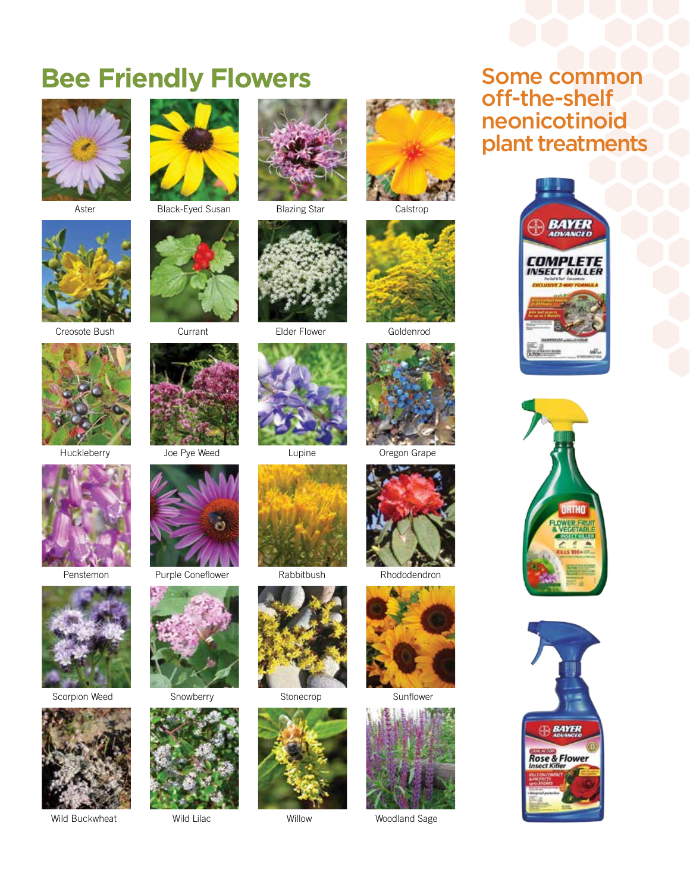## Bee Friendly Flowers

Aster

Black-Eyed Susan

Blazing Star

Calstrop

Creosote Bush

Currant

Elder Flower

Goldenrod

Huckleberry

Joe Pye Weed

Lupine

Oregon Grape

Penstemon

Purple Coneflower

Rabbitbush

Rhododendron

Scorpion Weed

Snowberry

Stonecrop

Sunflower

Wild Buckwheat

Wild Lilac

Willow

Woodland Sage

## Some common off-the-shelf neonicotinoid plant treatments